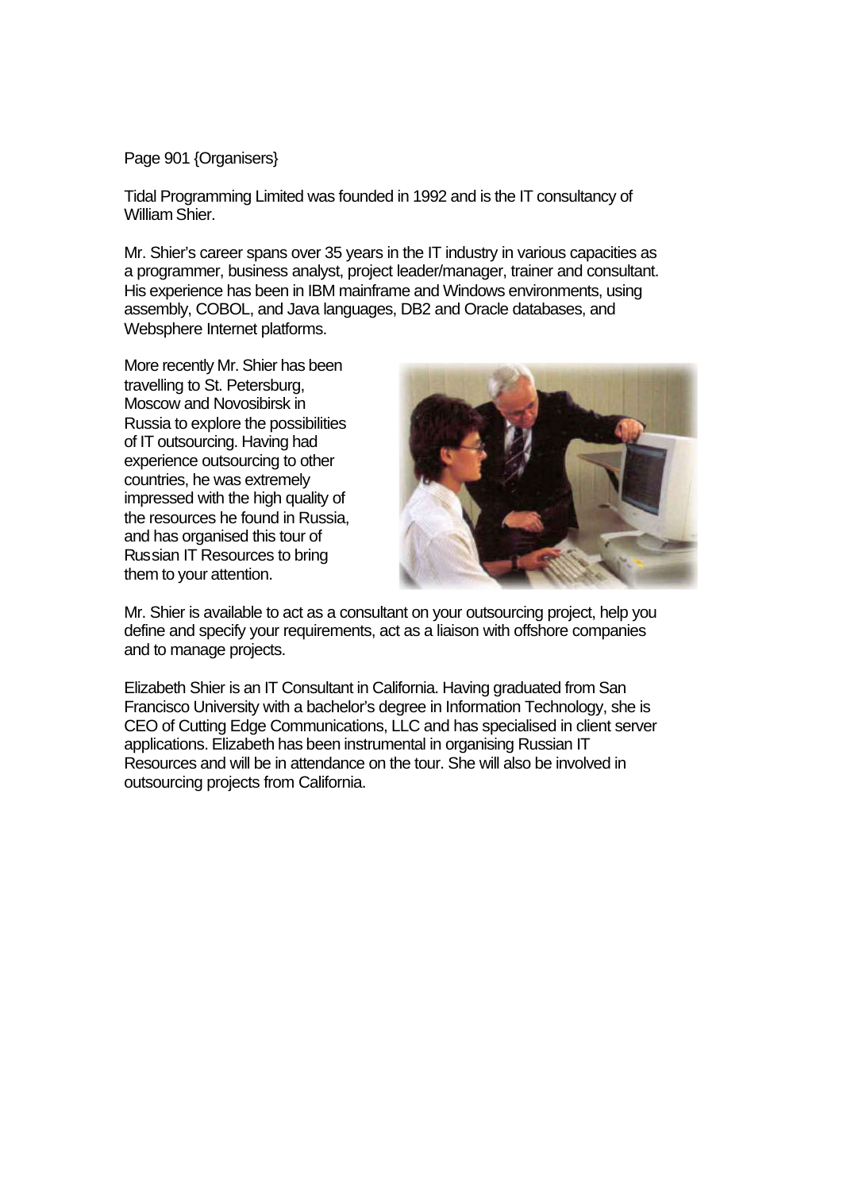Page 901 {Organisers}

Tidal Programming Limited was founded in 1992 and is the IT consultancy of William Shier.

Mr. Shier's career spans over 35 years in the IT industry in various capacities as a programmer, business analyst, project leader/manager, trainer and consultant. His experience has been in IBM mainframe and Windows environments, using assembly, COBOL, and Java languages, DB2 and Oracle databases, and Websphere Internet platforms.

More recently Mr. Shier has been travelling to St. Petersburg, Moscow and Novosibirsk in Russia to explore the possibilities of IT outsourcing. Having had experience outsourcing to other countries, he was extremely impressed with the high quality of the resources he found in Russia, and has organised this tour of Russian IT Resources to bring them to your attention.

Mr. Shier is available to act as a consultant on your outsourcing project, help you define and specify your requirements, act as a liaison with offshore companies and to manage projects.

Elizabeth Shier is an IT Consultant in California. Having graduated from San Francisco University with a bachelor's degree in Information Technology, she is CEO of Cutting Edge Communications, LLC and has specialised in client server applications. Elizabeth has been instrumental in organising Russian IT Resources and will be in attendance on the tour. She will also be involved in outsourcing projects from California.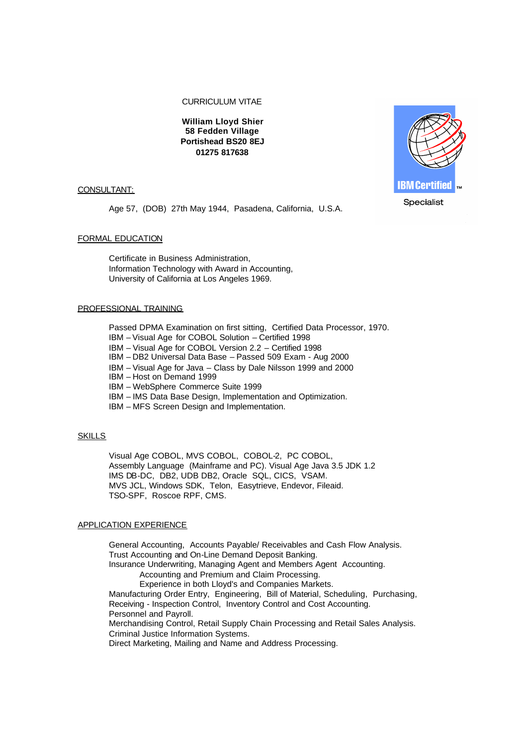CURRICULUM VITAE

**William Lloyd Shier**
**58 Fedden Village**
**Portishead BS20 8EJ**
**01275 817638**

IBM Certified™ Specialist

## CONSULTANT:

Age 57, (DOB) 27th May 1944, Pasadena, California, U.S.A.

## FORMAL EDUCATION

Certificate in Business Administration,
Information Technology with Award in Accounting,
University of California at Los Angeles 1969.

## PROFESSIONAL TRAINING

Passed DPMA Examination on first sitting, Certified Data Processor, 1970.
IBM – Visual Age for COBOL Solution – Certified 1998
IBM – Visual Age for COBOL Version 2.2 – Certified 1998
IBM – DB2 Universal Data Base – Passed 509 Exam - Aug 2000
IBM – Visual Age for Java – Class by Dale Nilsson 1999 and 2000
IBM – Host on Demand 1999
IBM – WebSphere Commerce Suite 1999
IBM – IMS Data Base Design, Implementation and Optimization.
IBM – MFS Screen Design and Implementation.

## SKILLS

Visual Age COBOL, MVS COBOL, COBOL-2, PC COBOL,
Assembly Language (Mainframe and PC). Visual Age Java 3.5 JDK 1.2
IMS DB-DC, DB2, UDB DB2, Oracle SQL, CICS, VSAM.
MVS JCL, Windows SDK, Telon, Easytrieve, Endevor, Fileaid.
TSO-SPF, Roscoe RPF, CMS.

## APPLICATION EXPERIENCE

General Accounting, Accounts Payable/ Receivables and Cash Flow Analysis.
Trust Accounting and On-Line Demand Deposit Banking.
Insurance Underwriting, Managing Agent and Members Agent Accounting.
  Accounting and Premium and Claim Processing.
  Experience in both Lloyd's and Companies Markets.
Manufacturing Order Entry, Engineering, Bill of Material, Scheduling, Purchasing,
Receiving - Inspection Control, Inventory Control and Cost Accounting.
Personnel and Payroll.
Merchandising Control, Retail Supply Chain Processing and Retail Sales Analysis.
Criminal Justice Information Systems.
Direct Marketing, Mailing and Name and Address Processing.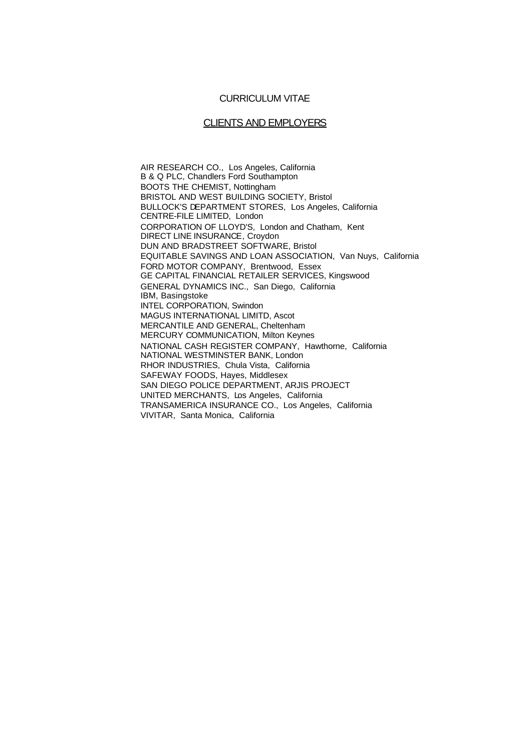# CURRICULUM VITAE

## CLIENTS AND EMPLOYERS

AIR RESEARCH CO., Los Angeles, California
B & Q PLC, Chandlers Ford Southampton
BOOTS THE CHEMIST, Nottingham
BRISTOL AND WEST BUILDING SOCIETY, Bristol
BULLOCK'S DEPARTMENT STORES, Los Angeles, California
CENTRE-FILE LIMITED, London
CORPORATION OF LLOYD'S, London and Chatham, Kent
DIRECT LINE INSURANCE, Croydon
DUN AND BRADSTREET SOFTWARE, Bristol
EQUITABLE SAVINGS AND LOAN ASSOCIATION, Van Nuys, California
FORD MOTOR COMPANY, Brentwood, Essex
GE CAPITAL FINANCIAL RETAILER SERVICES, Kingswood
GENERAL DYNAMICS INC., San Diego, California
IBM, Basingstoke
INTEL CORPORATION, Swindon
MAGUS INTERNATIONAL LIMITD, Ascot
MERCANTILE AND GENERAL, Cheltenham
MERCURY COMMUNICATION, Milton Keynes
NATIONAL CASH REGISTER COMPANY, Hawthorne, California
NATIONAL WESTMINSTER BANK, London
RHOR INDUSTRIES, Chula Vista, California
SAFEWAY FOODS, Hayes, Middlesex
SAN DIEGO POLICE DEPARTMENT, ARJIS PROJECT
UNITED MERCHANTS, Los Angeles, California
TRANSAMERICA INSURANCE CO., Los Angeles, California
VIVITAR, Santa Monica, California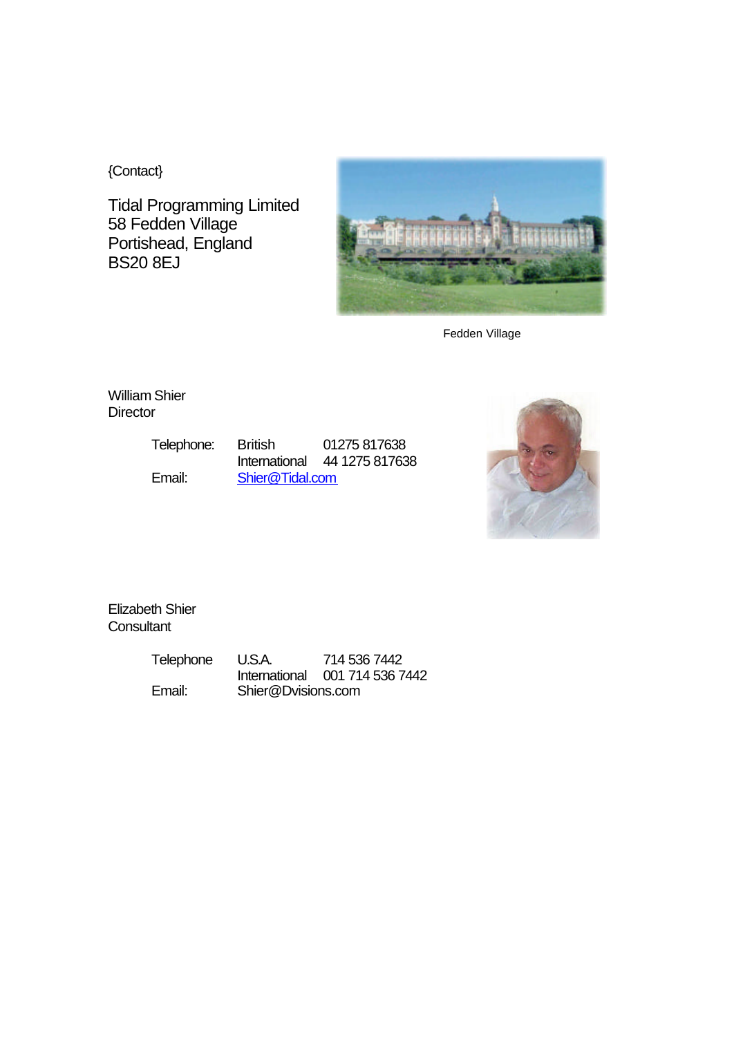{Contact}

Tidal Programming Limited
58 Fedden Village
Portishead, England
BS20 8EJ

Fedden Village

William Shier
Director

| | | |
|---|---|---|
| Telephone: | British | 01275 817638 |
| | International | 44 1275 817638 |
| Email: | Shier@Tidal.com | |

Elizabeth Shier
Consultant

| | | |
|---|---|---|
| Telephone | U.S.A. | 714 536 7442 |
| | International | 001 714 536 7442 |
| Email: | Shier@Dvisions.com | |